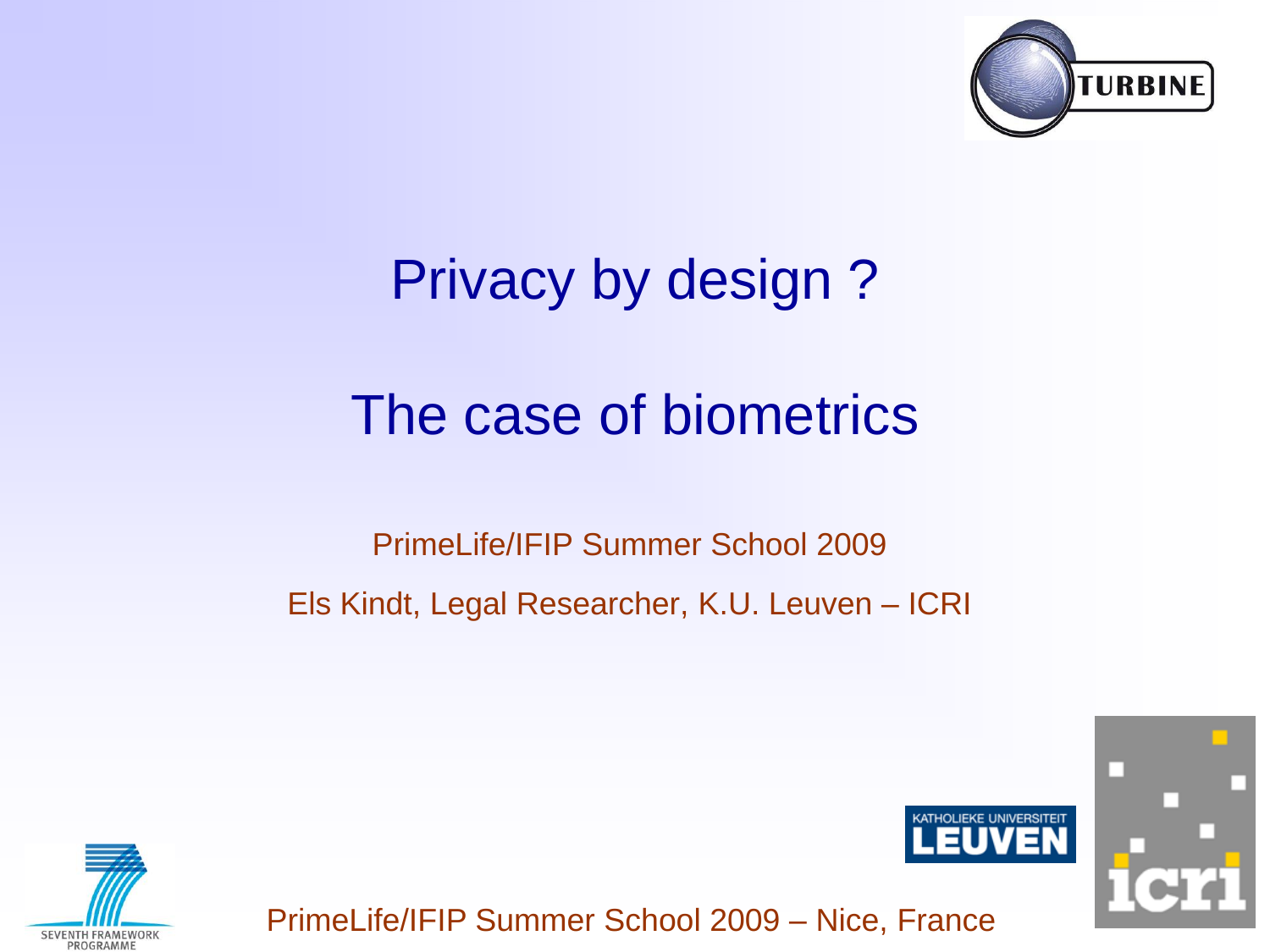# Privacy by design ?

# The case of biometrics

PrimeLife/IFIP Summer School 2009

Els Kindt, Legal Researcher, K.U. Leuven – ICRI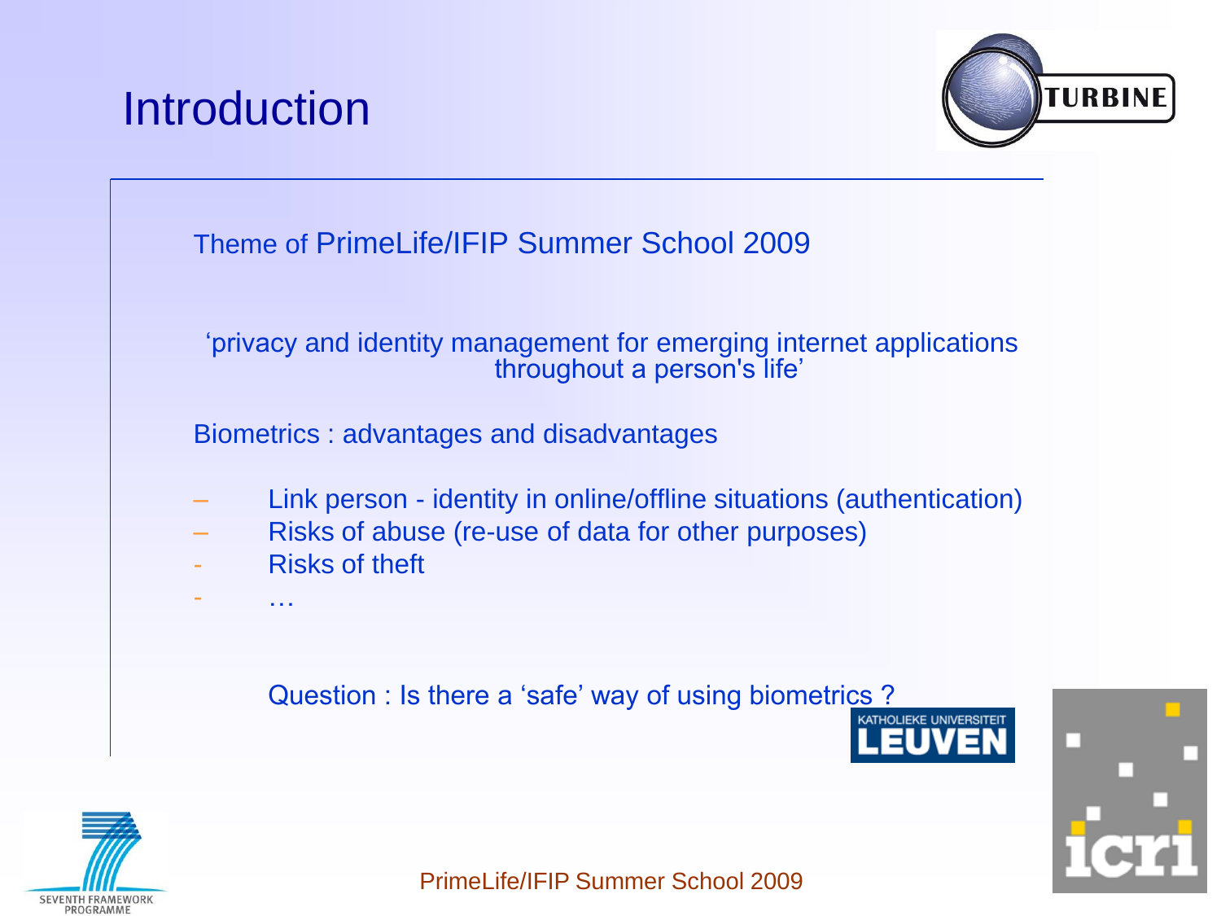# Introduction

Theme of PrimeLife/IFIP Summer School 2009

'privacy and identity management for emerging internet applications throughout a person's life'

Biometrics : advantages and disadvantages

- Link person - identity in online/offline situations (authentication)
- Risks of abuse (re-use of data for other purposes)
- Risks of theft
- …

Question : Is there a 'safe' way of using biometrics ?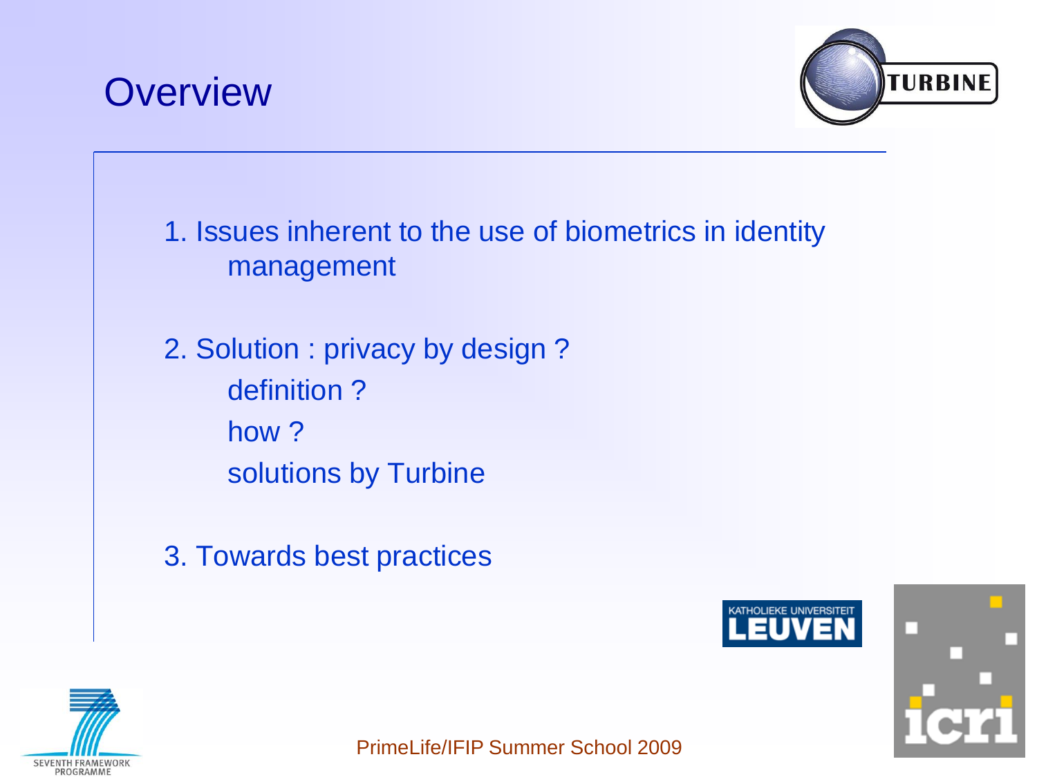# Overview

1. Issues inherent to the use of biometrics in identity management

2. Solution : privacy by design ?
   - definition ?
   - how ?
   - solutions by Turbine

3. Towards best practices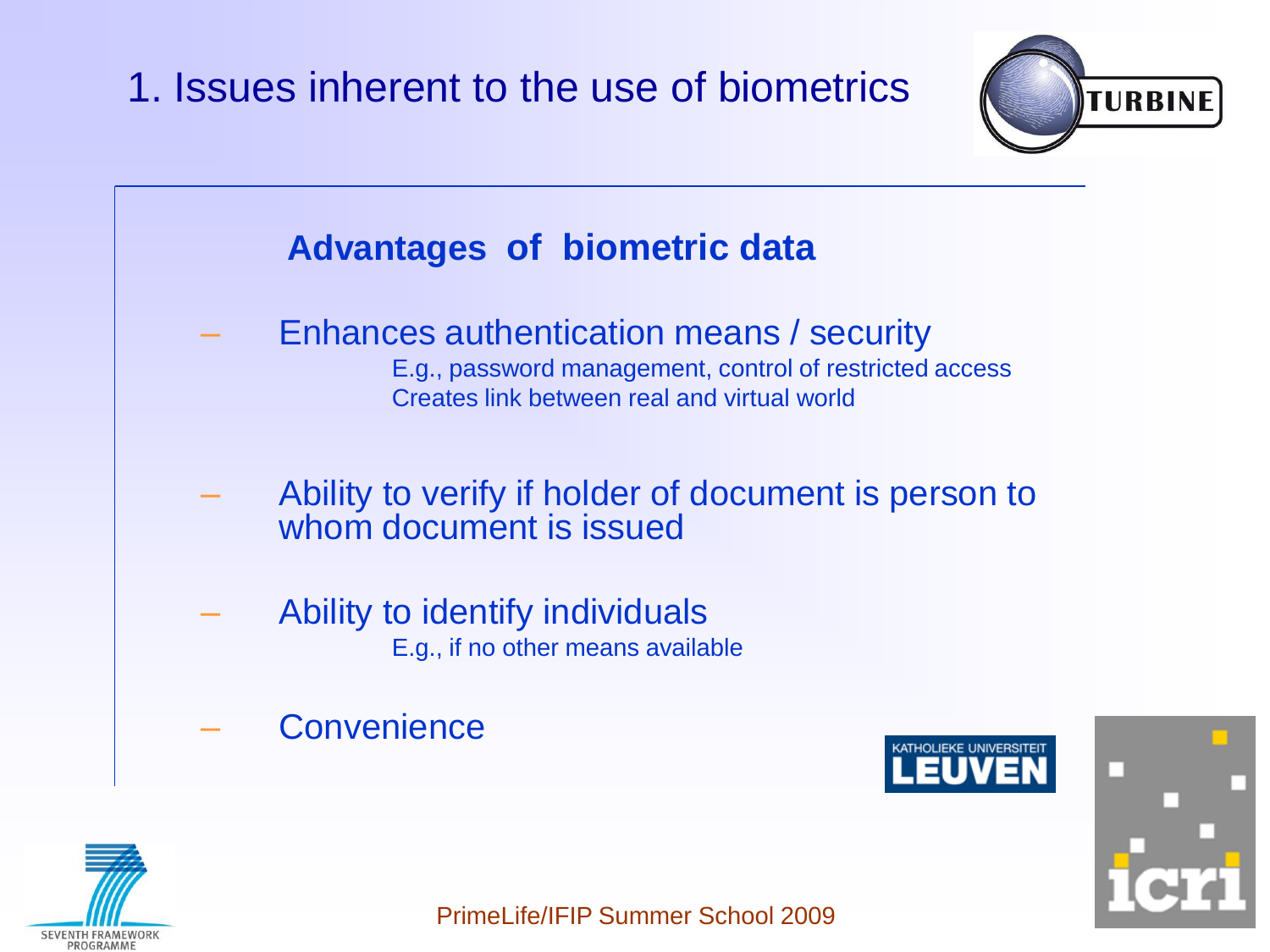# 1. Issues inherent to the use of biometrics

## Advantages of biometric data

- Enhances authentication means / security
  - E.g., password management, control of restricted access
  - Creates link between real and virtual world
- Ability to verify if holder of document is person to whom document is issued
- Ability to identify individuals
  - E.g., if no other means available
- Convenience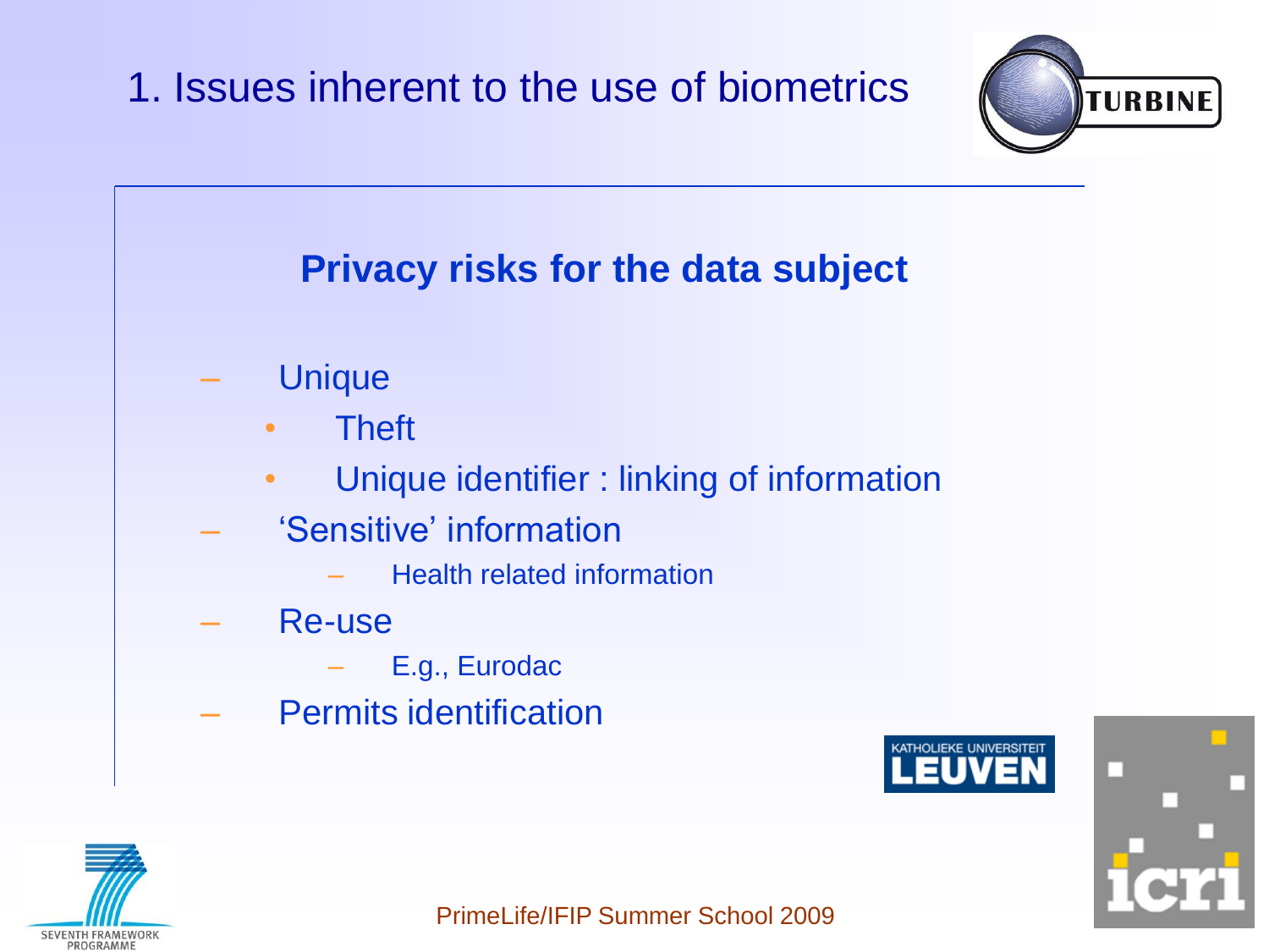# 1. Issues inherent to the use of biometrics

## Privacy risks for the data subject

- Unique
  - Theft
  - Unique identifier : linking of information
- 'Sensitive' information
  - Health related information
- Re-use
  - E.g., Eurodac
- Permits identification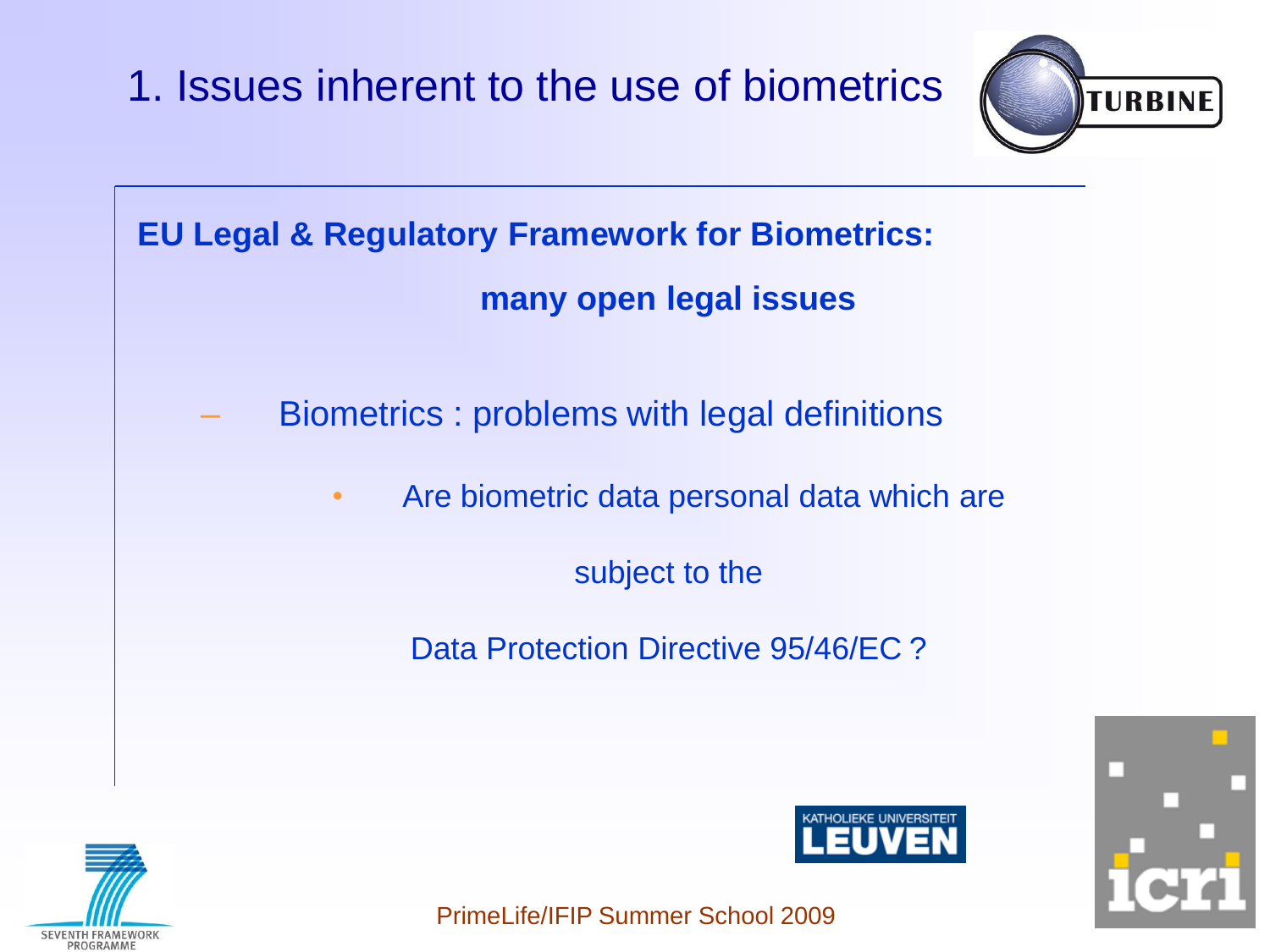# 1. Issues inherent to the use of biometrics

**EU Legal & Regulatory Framework for Biometrics:**

**many open legal issues**

- Biometrics : problems with legal definitions
  - Are biometric data personal data which are subject to the Data Protection Directive 95/46/EC ?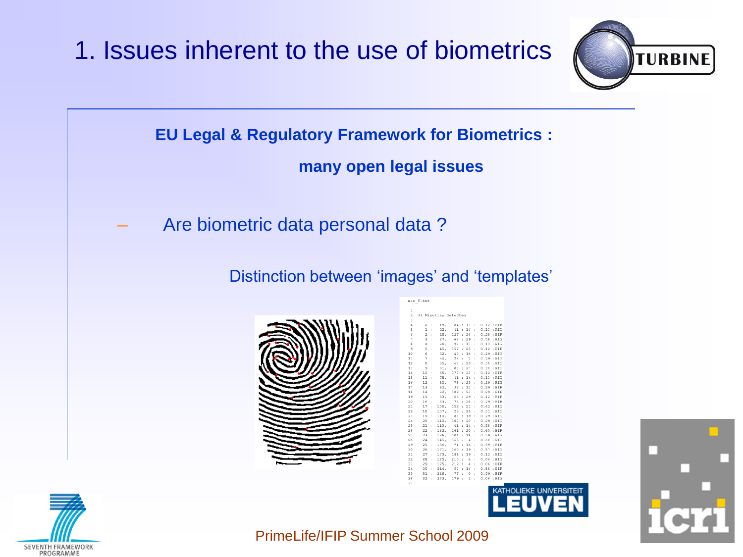# 1. Issues inherent to the use of biometrics

**EU Legal & Regulatory Framework for Biometrics :**

**many open legal issues**

- Are biometric data personal data ?

Distinction between 'images' and 'templates'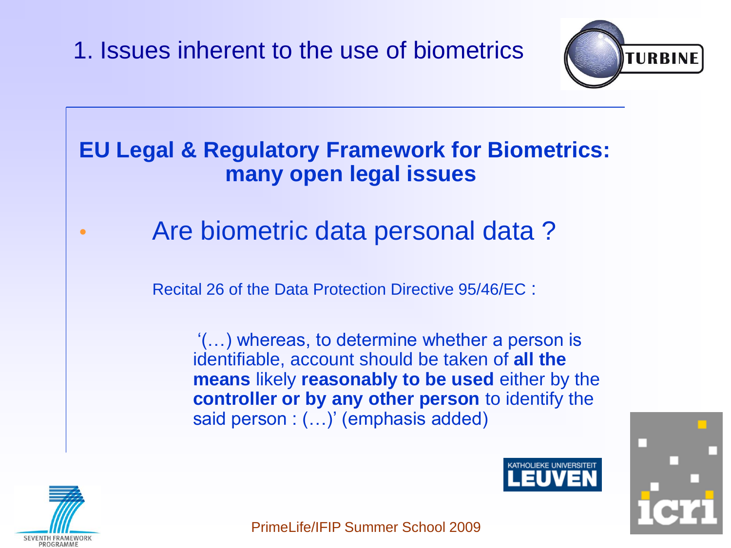# 1. Issues inherent to the use of biometrics

## EU Legal & Regulatory Framework for Biometrics: many open legal issues

- Are biometric data personal data ?

Recital 26 of the Data Protection Directive 95/46/EC :

> '(…) whereas, to determine whether a person is identifiable, account should be taken of **all the means** likely **reasonably to be used** either by the **controller or by any other person** to identify the said person : (…)' (emphasis added)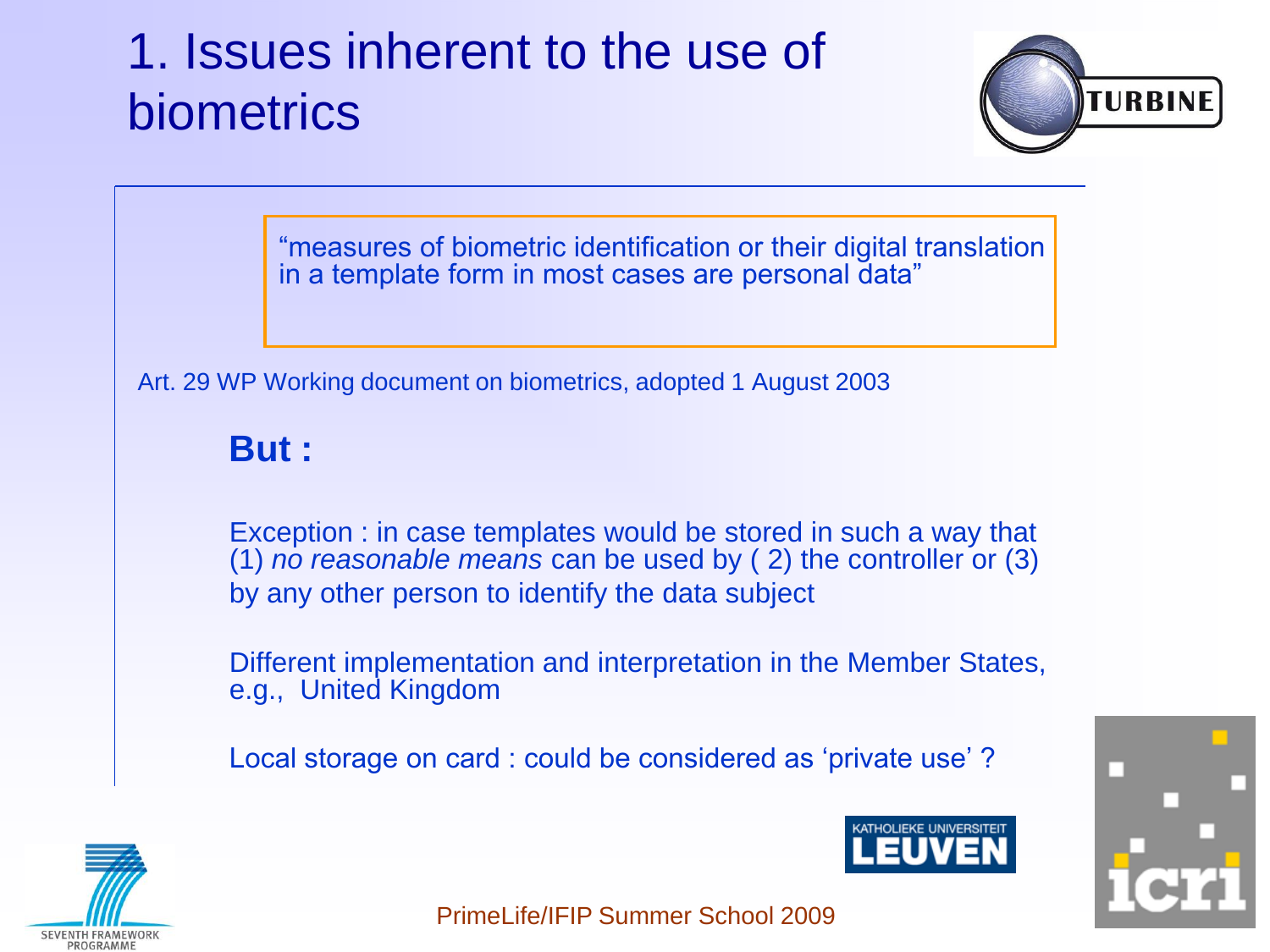# 1. Issues inherent to the use of biometrics

> "measures of biometric identification or their digital translation in a template form in most cases are personal data"

Art. 29 WP Working document on biometrics, adopted 1 August 2003

**But :**

Exception : in case templates would be stored in such a way that (1) *no reasonable means* can be used by ( 2) the controller or (3) by any other person to identify the data subject

Different implementation and interpretation in the Member States, e.g., United Kingdom

Local storage on card : could be considered as 'private use' ?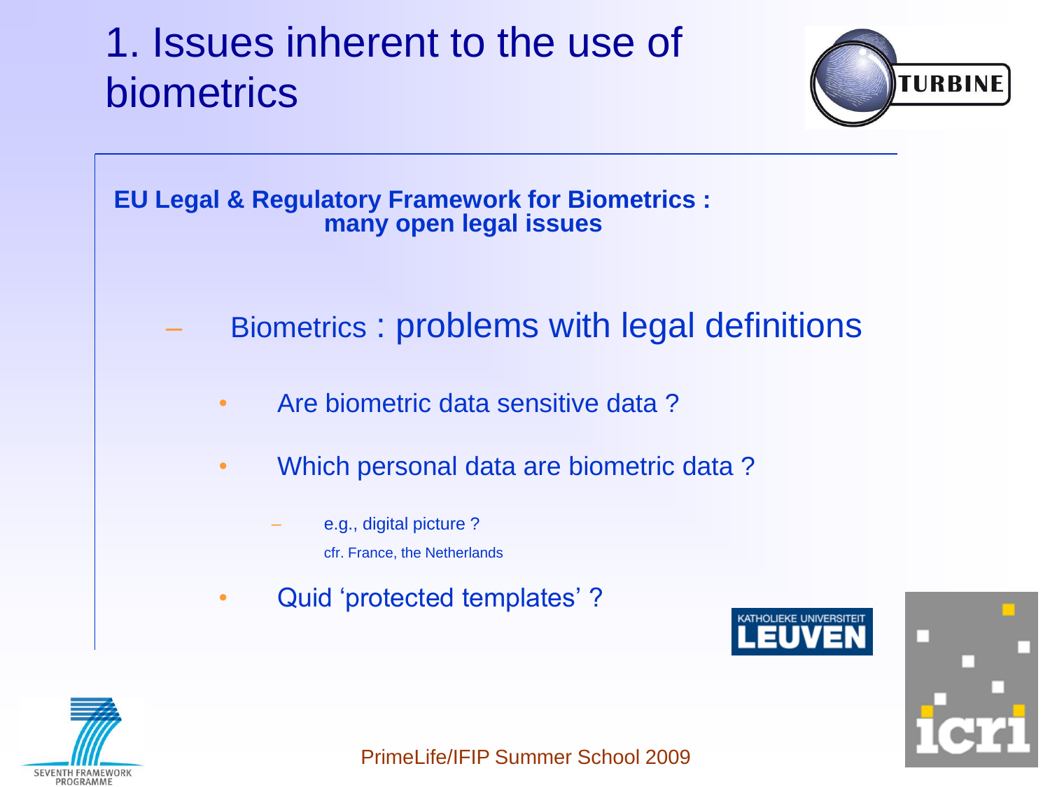# 1. Issues inherent to the use of biometrics

**EU Legal & Regulatory Framework for Biometrics : many open legal issues**

- Biometrics : problems with legal definitions
  - Are biometric data sensitive data ?
  - Which personal data are biometric data ?
    - e.g., digital picture ?

      cfr. France, the Netherlands
  - Quid 'protected templates' ?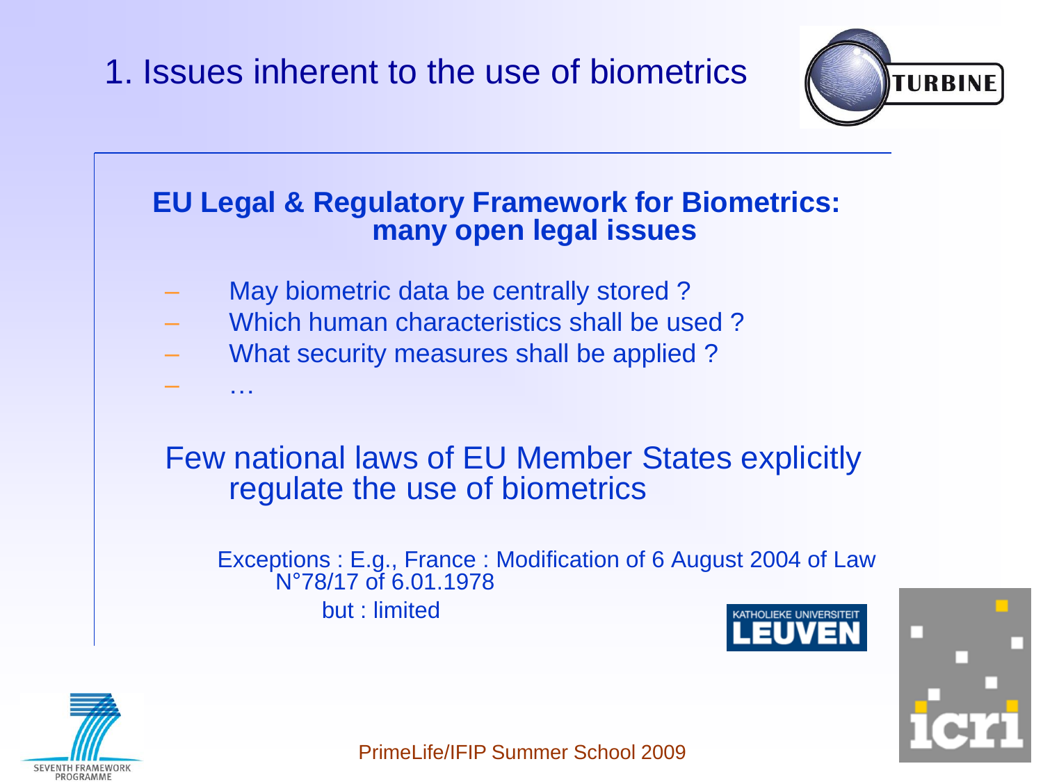# 1. Issues inherent to the use of biometrics

**EU Legal & Regulatory Framework for Biometrics: many open legal issues**

- May biometric data be centrally stored ?
- Which human characteristics shall be used ?
- What security measures shall be applied ?
- …

Few national laws of EU Member States explicitly regulate the use of biometrics

Exceptions : E.g., France : Modification of 6 August 2004 of Law N°78/17 of 6.01.1978

but : limited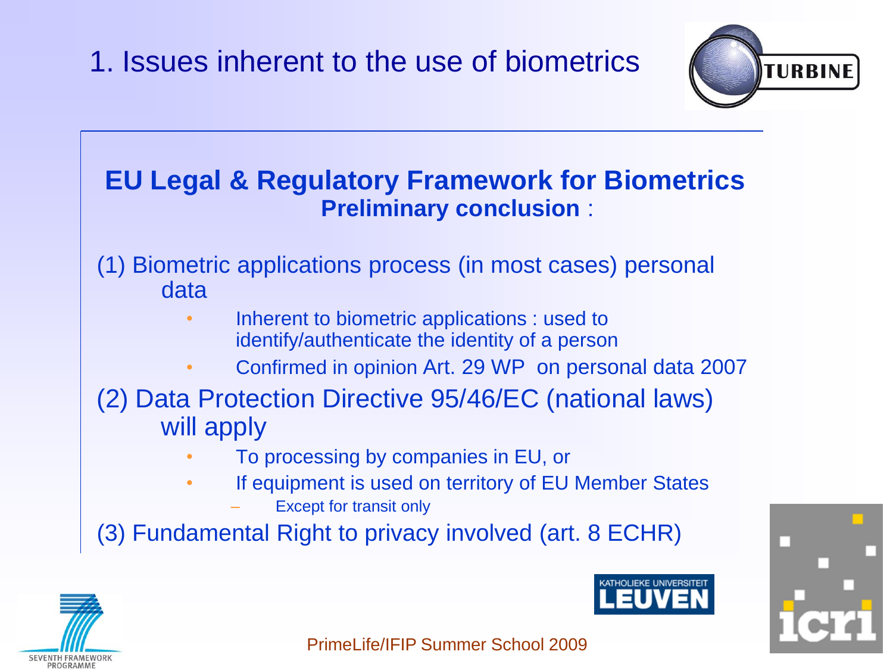# 1. Issues inherent to the use of biometrics

## EU Legal & Regulatory Framework for Biometrics

**Preliminary conclusion** :

(1) Biometric applications process (in most cases) personal data

- Inherent to biometric applications : used to identify/authenticate the identity of a person
- Confirmed in opinion Art. 29 WP on personal data 2007

(2) Data Protection Directive 95/46/EC (national laws) will apply

- To processing by companies in EU, or
- If equipment is used on territory of EU Member States
  - Except for transit only

(3) Fundamental Right to privacy involved (art. 8 ECHR)

PrimeLife/IFIP Summer School 2009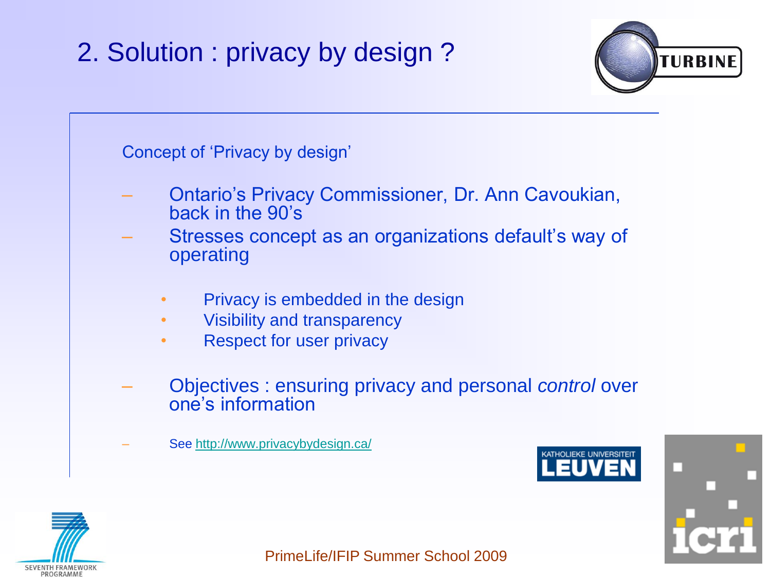# 2. Solution : privacy by design ?

Concept of 'Privacy by design'

- Ontario's Privacy Commissioner, Dr. Ann Cavoukian, back in the 90's
- Stresses concept as an organizations default's way of operating
  - Privacy is embedded in the design
  - Visibility and transparency
  - Respect for user privacy
- Objectives : ensuring privacy and personal *control* over one's information
- See http://www.privacybydesign.ca/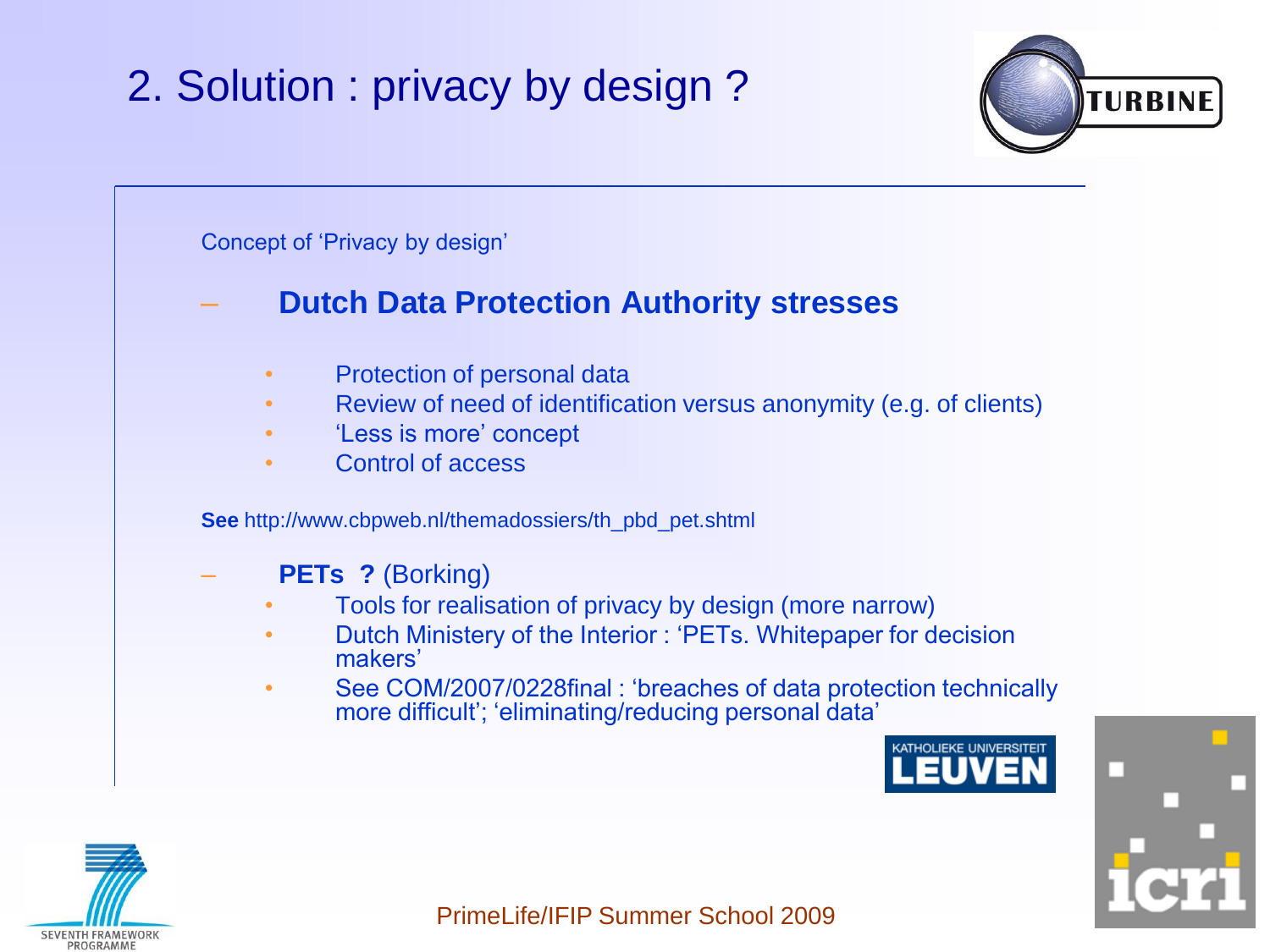# 2. Solution : privacy by design ?

Concept of 'Privacy by design'

- **Dutch Data Protection Authority stresses**
  - Protection of personal data
  - Review of need of identification versus anonymity (e.g. of clients)
  - 'Less is more' concept
  - Control of access

**See** http://www.cbpweb.nl/themadossiers/th_pbd_pet.shtml

- **PETs ?** (Borking)
  - Tools for realisation of privacy by design (more narrow)
  - Dutch Ministery of the Interior : 'PETs. Whitepaper for decision makers'
  - See COM/2007/0228final : 'breaches of data protection technically more difficult'; 'eliminating/reducing personal data'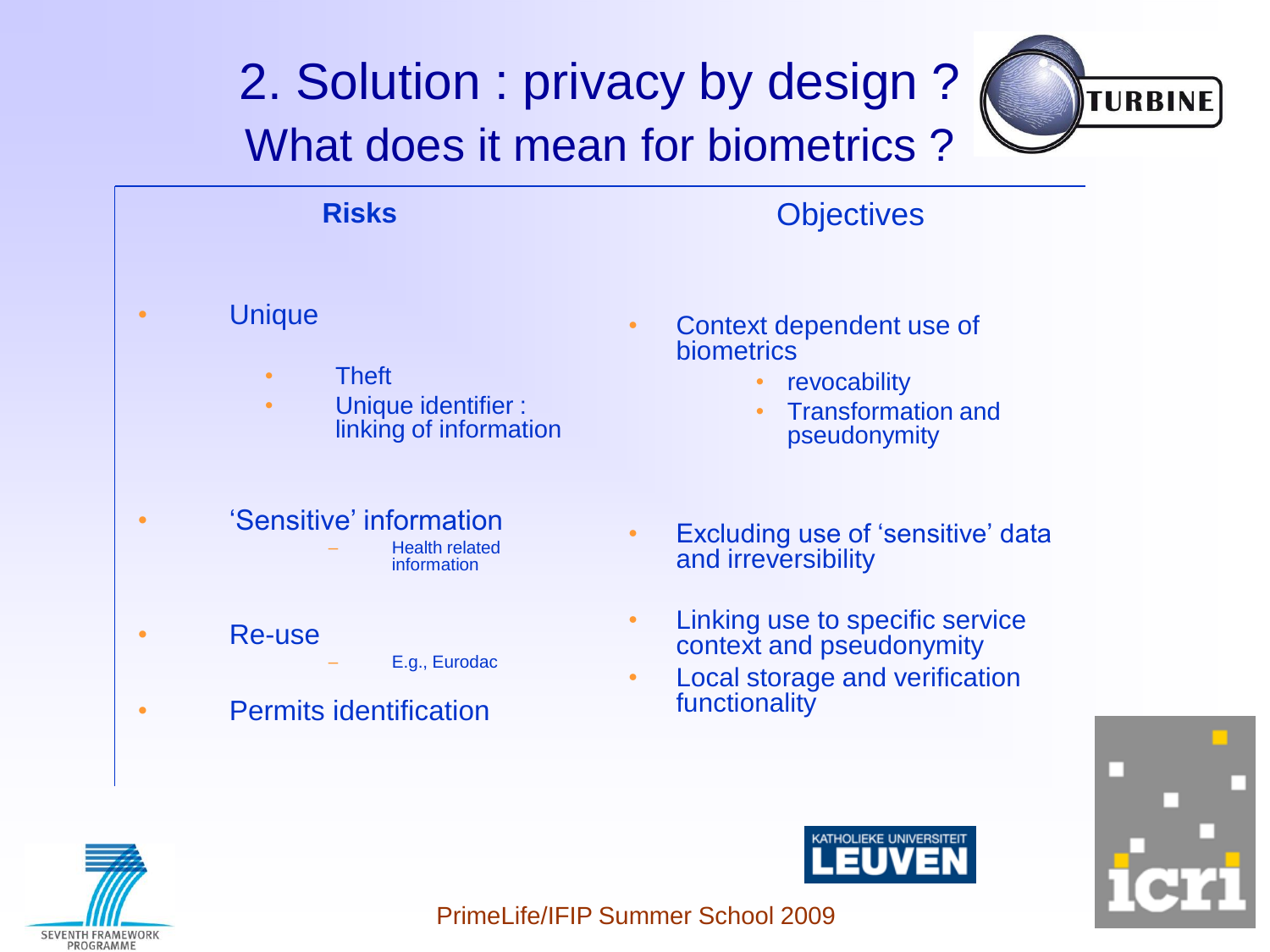# 2. Solution : privacy by design ?
## What does it mean for biometrics ?

| Risks | Objectives |
|---|---|
| Unique<br>• Theft<br>• Unique identifier : linking of information | Context dependent use of biometrics<br>• revocability<br>• Transformation and pseudonymity |
| 'Sensitive' information<br>– Health related information | Excluding use of 'sensitive' data and irreversibility |
| Re-use<br>– E.g., Eurodac | Linking use to specific service context and pseudonymity |
| Permits identification | Local storage and verification functionality |

PrimeLife/IFIP Summer School 2009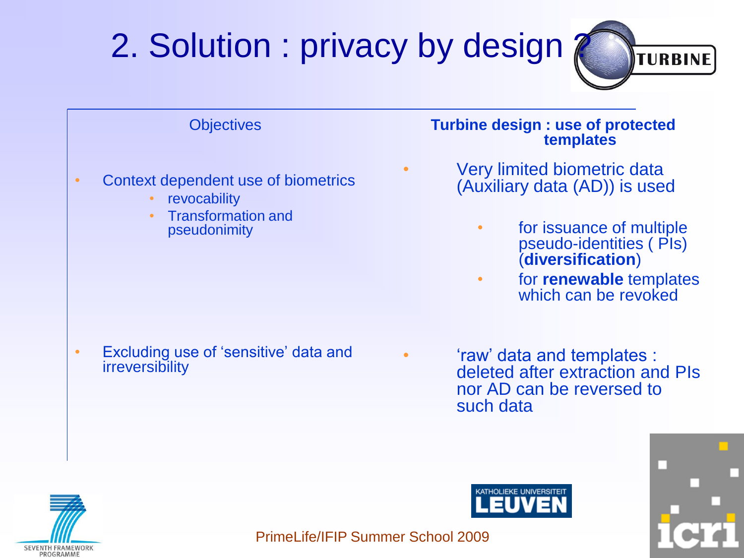# 2. Solution : privacy by design ?

| Objectives | **Turbine design : use of protected templates** |
| --- | --- |
| • Context dependent use of biometrics<br>  • revocability<br>  • Transformation and pseudonimity | • Very limited biometric data (Auxiliary data (AD)) is used<br>  • for issuance of multiple pseudo-identities ( PIs) (**diversification**)<br>  • for **renewable** templates which can be revoked |
| • Excluding use of 'sensitive' data and irreversibility | • 'raw' data and templates : deleted after extraction and PIs nor AD can be reversed to such data |

PrimeLife/IFIP Summer School 2009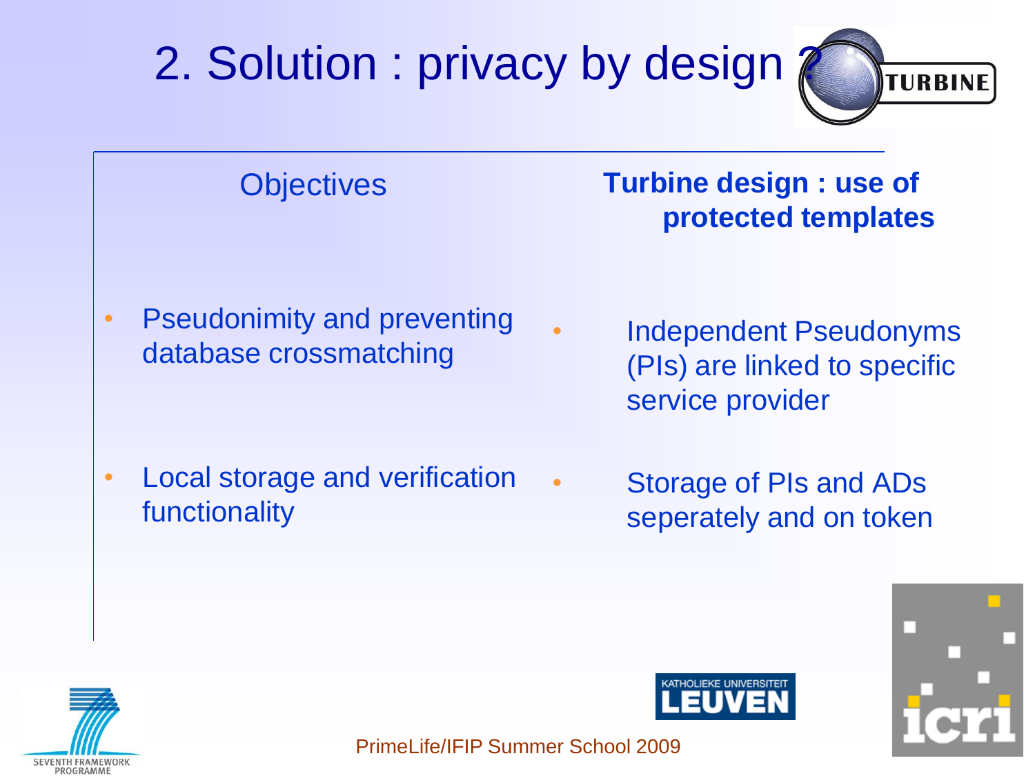# 2. Solution : privacy by design ?

| Objectives | **Turbine design : use of protected templates** |
| --- | --- |
| Pseudonimity and preventing database crossmatching | Independent Pseudonyms (PIs) are linked to specific service provider |
| Local storage and verification functionality | Storage of PIs and ADs seperately and on token |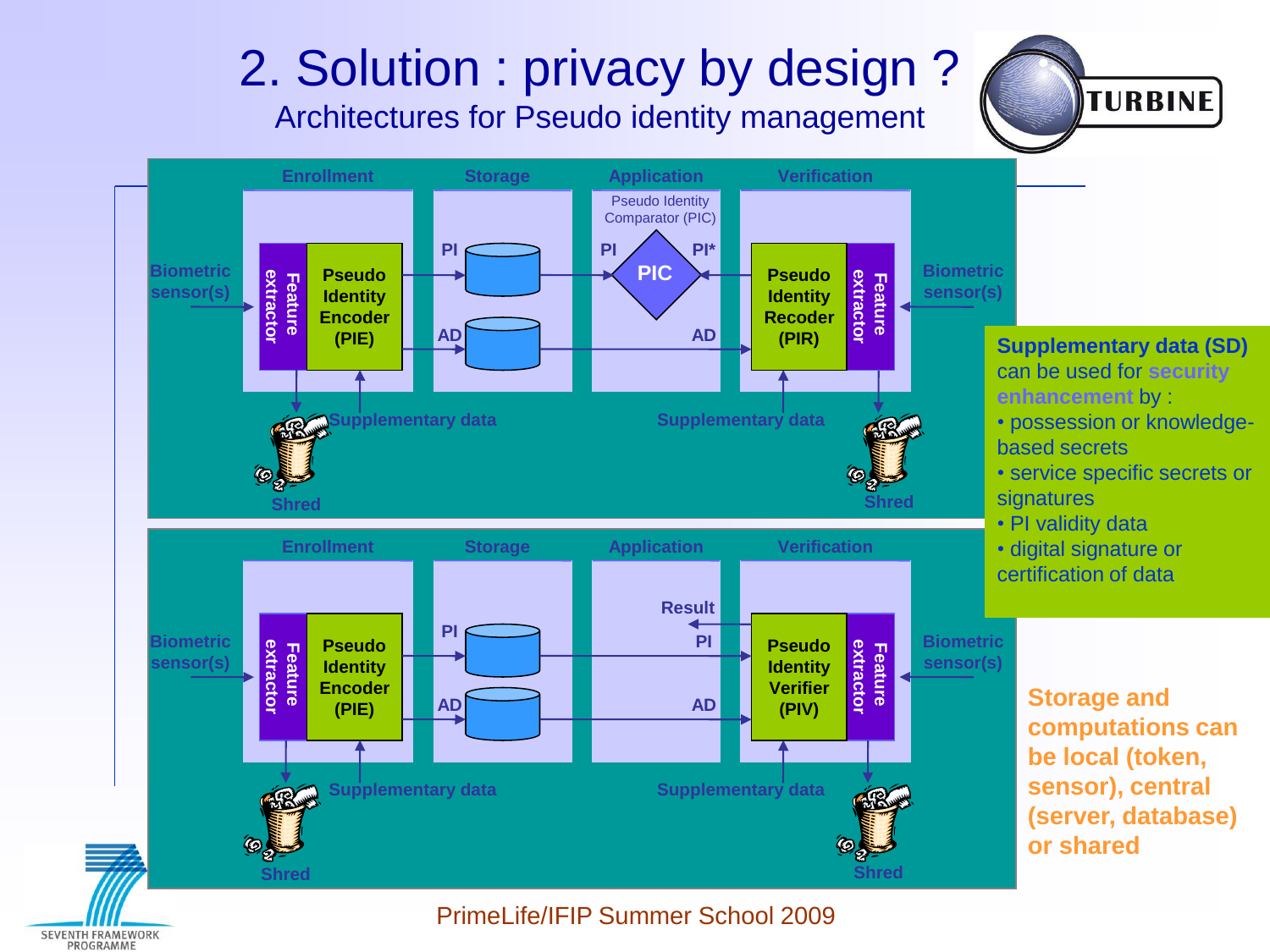# 2. Solution : privacy by design ?

## Architectures for Pseudo identity management

Enrollment | Storage | Application | Verification

Biometric sensor(s) → Feature extractor → Pseudo Identity Encoder (PIE) → PI, AD

Pseudo Identity Comparator (PIC): PI, PI*

Pseudo Identity Recoder (PIR) ← Feature extractor ← Biometric sensor(s)

Supplementary data — Shred

Enrollment | Storage | Application | Verification

Biometric sensor(s) → Feature extractor → Pseudo Identity Encoder (PIE) → PI, AD

Result ← Pseudo Identity Verifier (PIV) ← Feature extractor ← Biometric sensor(s)

Supplementary data — Shred

**Supplementary data (SD)** can be used for **security enhancement** by :

- possession or knowledge-based secrets
- service specific secrets or signatures
- PI validity data
- digital signature or certification of data

**Storage and computations can be local (token, sensor), central (server, database) or shared**

PrimeLife/IFIP Summer School 2009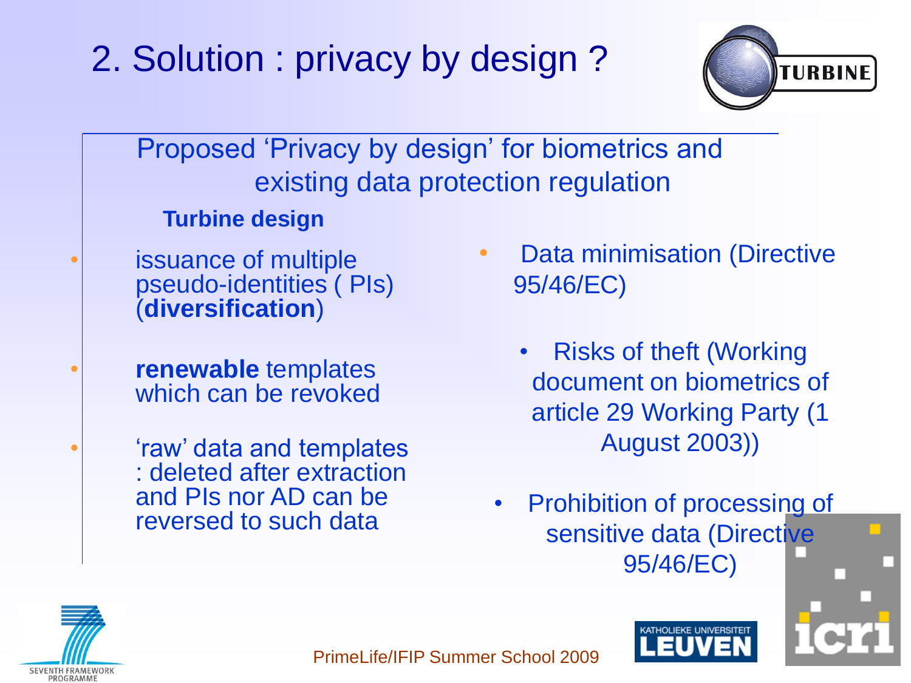# 2. Solution : privacy by design ?

Proposed 'Privacy by design' for biometrics and existing data protection regulation

**Turbine design**

- issuance of multiple pseudo-identities ( PIs) (**diversification**)
- **renewable** templates which can be revoked
- 'raw' data and templates : deleted after extraction and PIs nor AD can be reversed to such data

- Data minimisation (Directive 95/46/EC)
  - Risks of theft (Working document on biometrics of article 29 Working Party (1 August 2003))
- Prohibition of processing of sensitive data (Directive 95/46/EC)

PrimeLife/IFIP Summer School 2009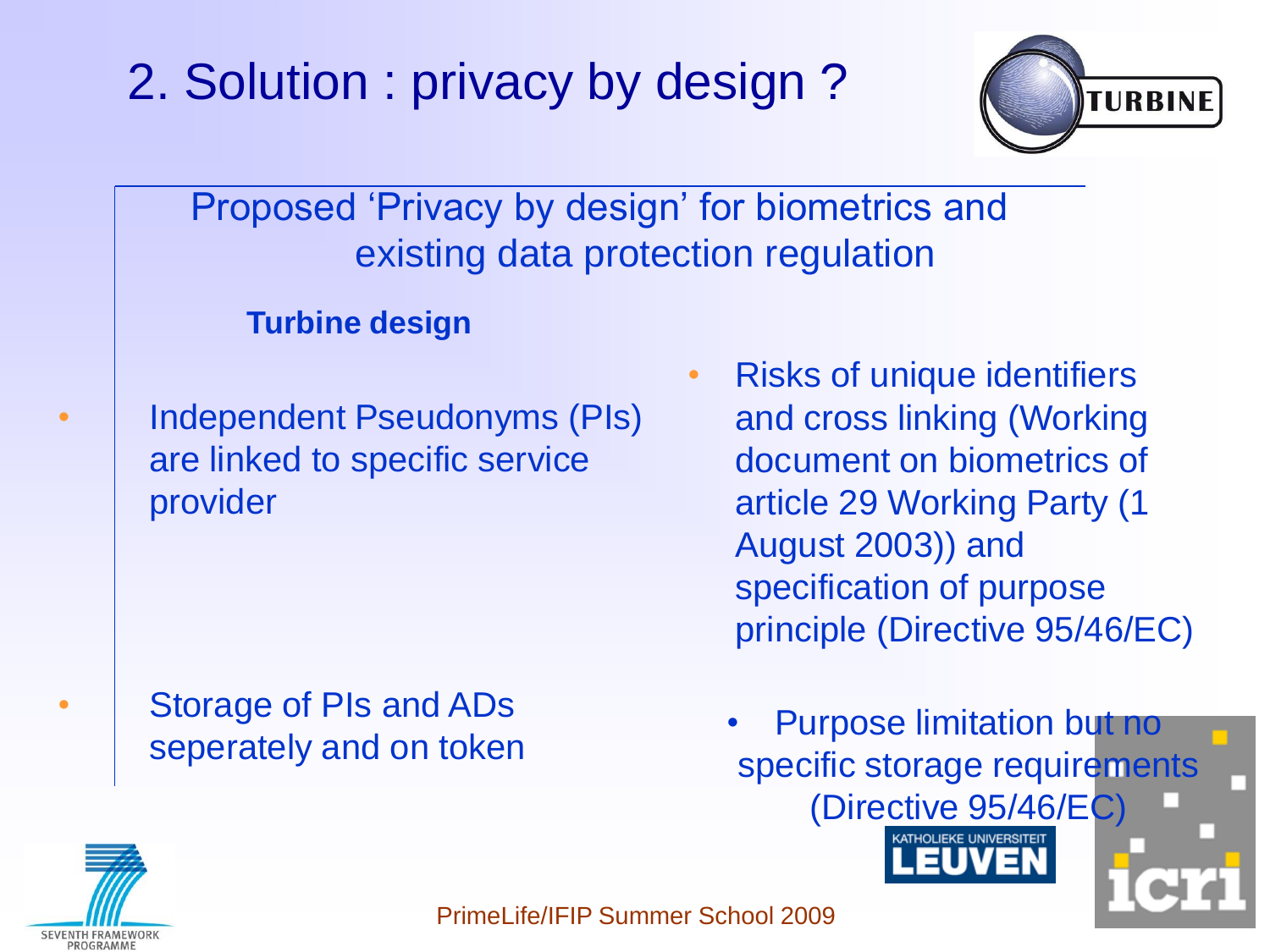# 2. Solution : privacy by design ?

Proposed 'Privacy by design' for biometrics and existing data protection regulation

| Turbine design | |
| --- | --- |
| • Independent Pseudonyms (PIs) are linked to specific service provider | • Risks of unique identifiers and cross linking (Working document on biometrics of article 29 Working Party (1 August 2003)) and specification of purpose principle (Directive 95/46/EC) |
| • Storage of PIs and ADs seperately and on token | • Purpose limitation but no specific storage requirements (Directive 95/46/EC) |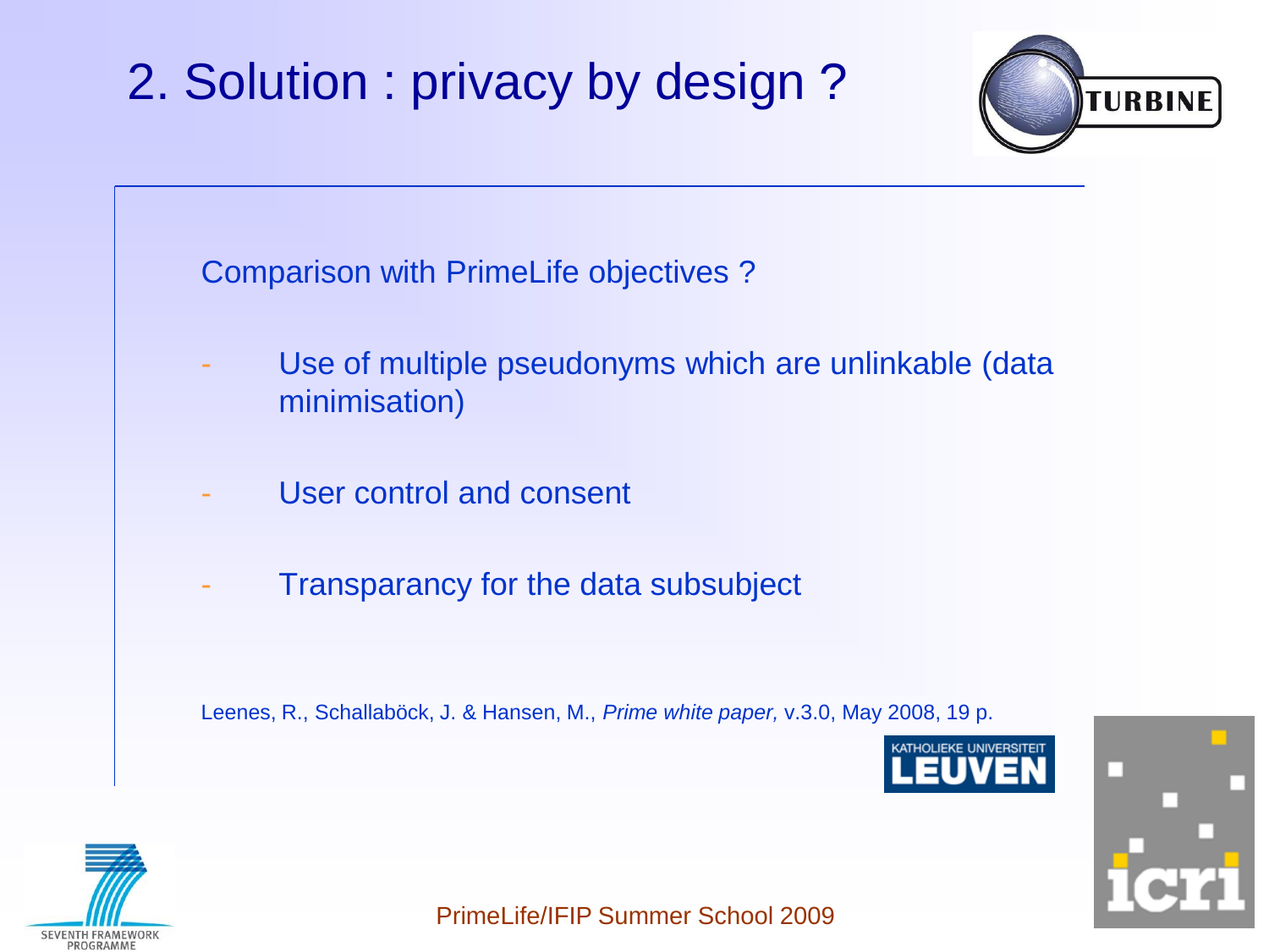# 2. Solution : privacy by design ?

Comparison with PrimeLife objectives ?

- Use of multiple pseudonyms which are unlinkable (data minimisation)
- User control and consent
- Transparancy for the data subsubject

Leenes, R., Schallaböck, J. & Hansen, M., *Prime white paper,* v.3.0, May 2008, 19 p.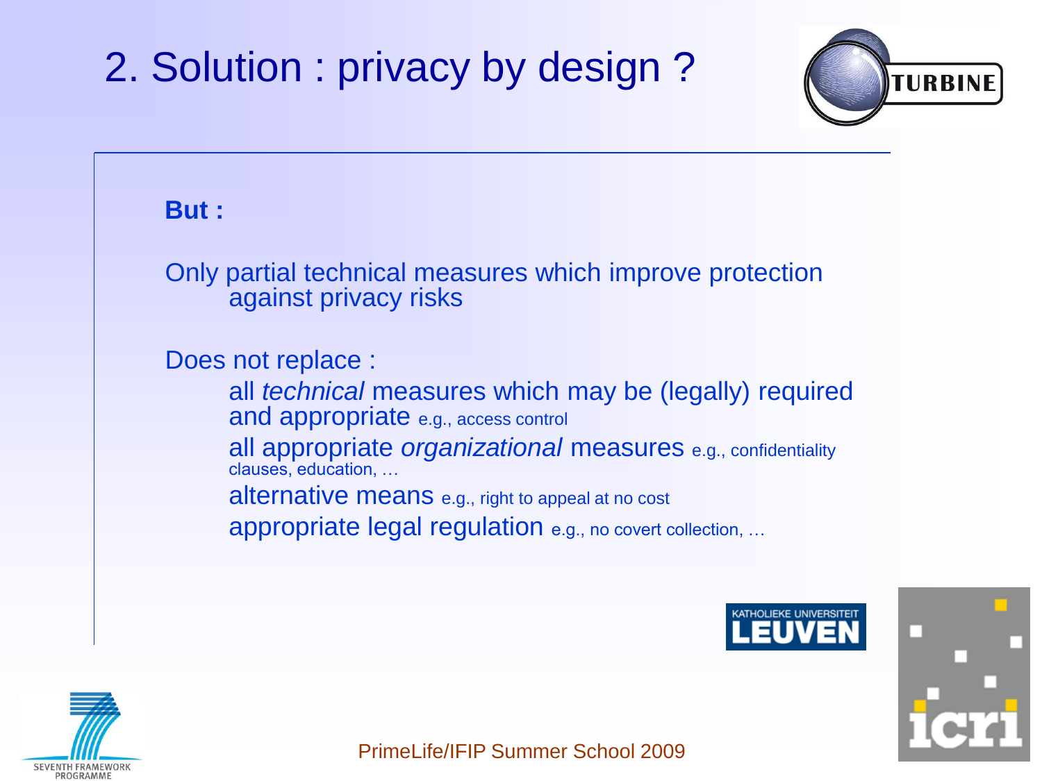# 2. Solution : privacy by design ?

**But :**

Only partial technical measures which improve protection against privacy risks

Does not replace :

- all *technical* measures which may be (legally) required and appropriate e.g., access control
- all appropriate *organizational* measures e.g., confidentiality clauses, education, …
- alternative means e.g., right to appeal at no cost
- appropriate legal regulation e.g., no covert collection, …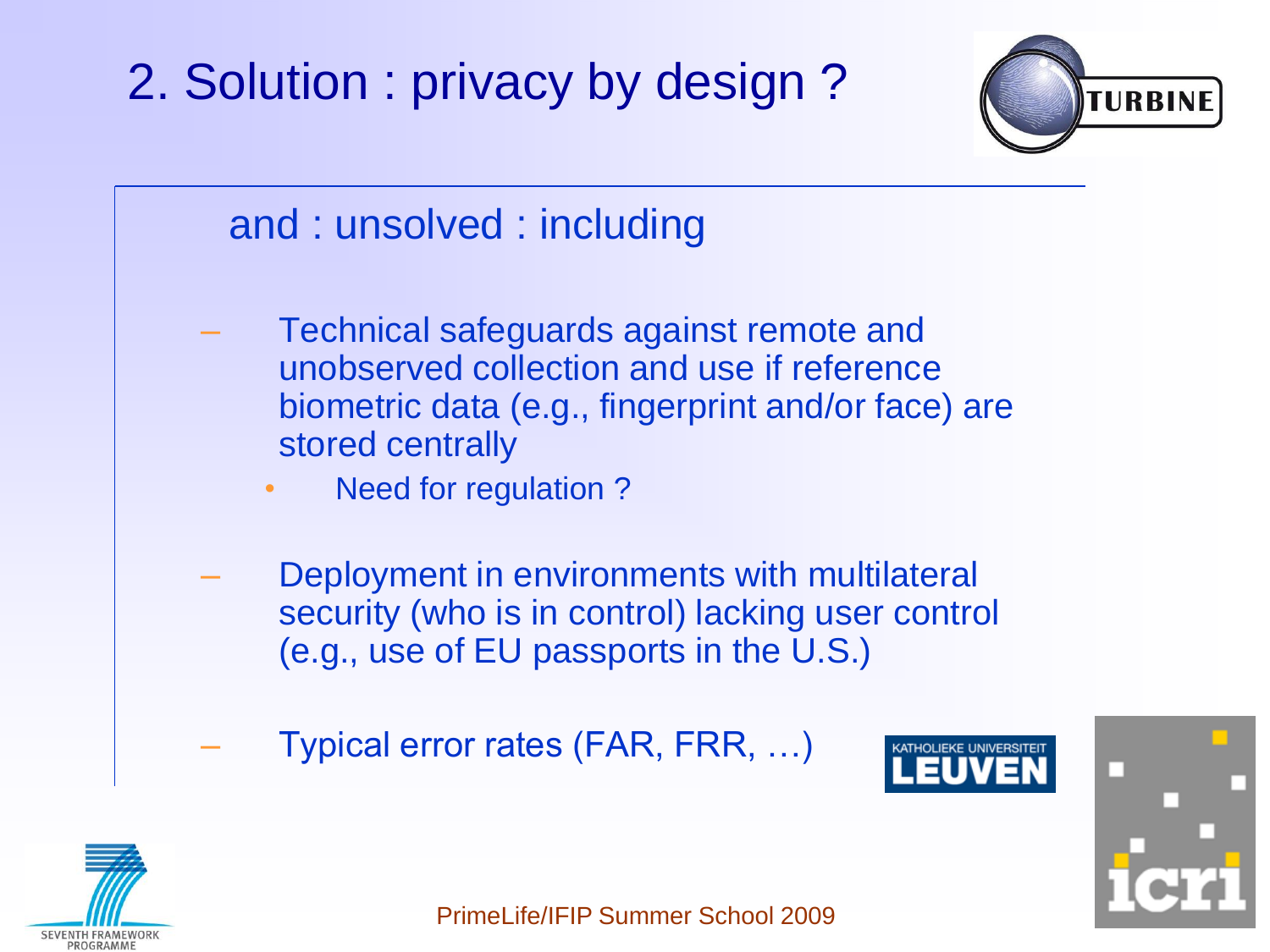# 2. Solution : privacy by design ?

and : unsolved : including

- Technical safeguards against remote and unobserved collection and use if reference biometric data (e.g., fingerprint and/or face) are stored centrally
  - Need for regulation ?
- Deployment in environments with multilateral security (who is in control) lacking user control (e.g., use of EU passports in the U.S.)
- Typical error rates (FAR, FRR, …)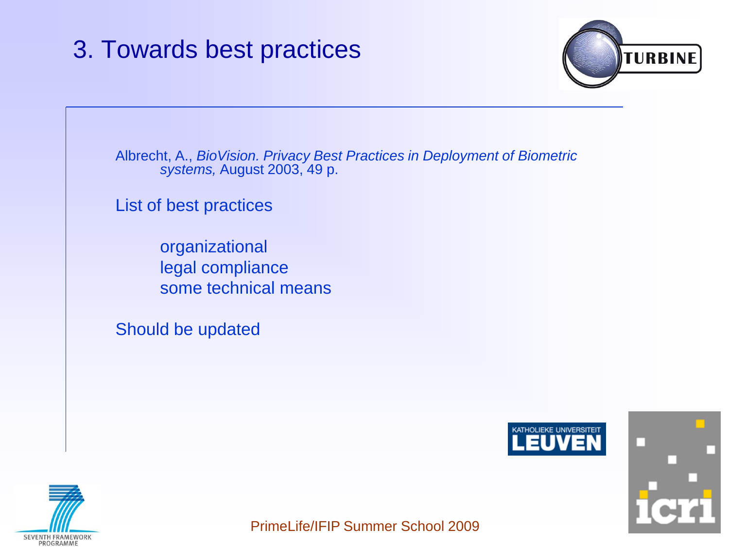# 3. Towards best practices

Albrecht, A., *BioVision. Privacy Best Practices in Deployment of Biometric systems,* August 2003, 49 p.

List of best practices

- organizational
- legal compliance
- some technical means

Should be updated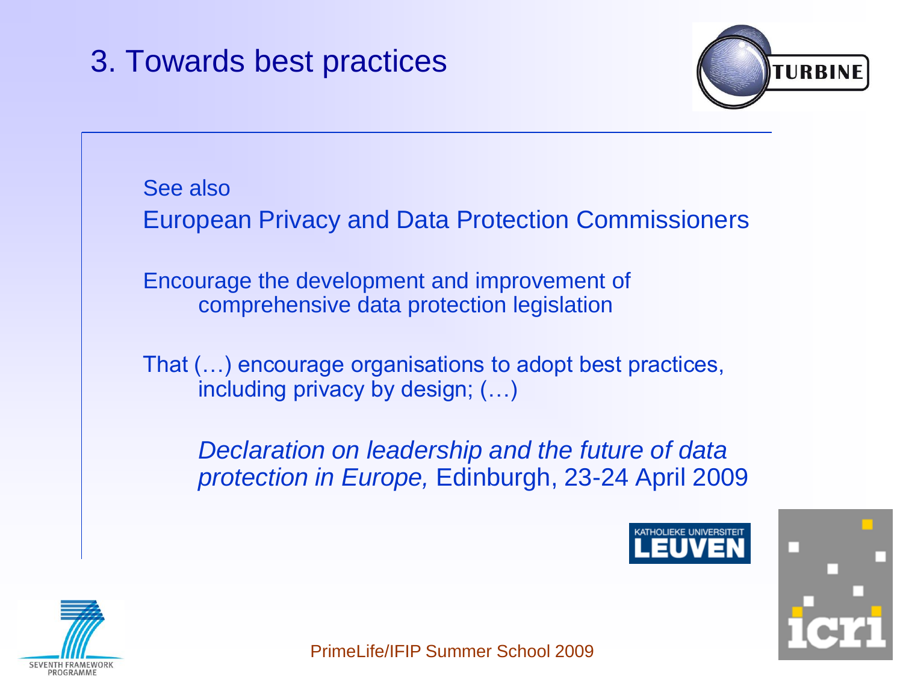# 3. Towards best practices

See also
European Privacy and Data Protection Commissioners

Encourage the development and improvement of comprehensive data protection legislation

That (…) encourage organisations to adopt best practices, including privacy by design; (…)

> *Declaration on leadership and the future of data protection in Europe,* Edinburgh, 23-24 April 2009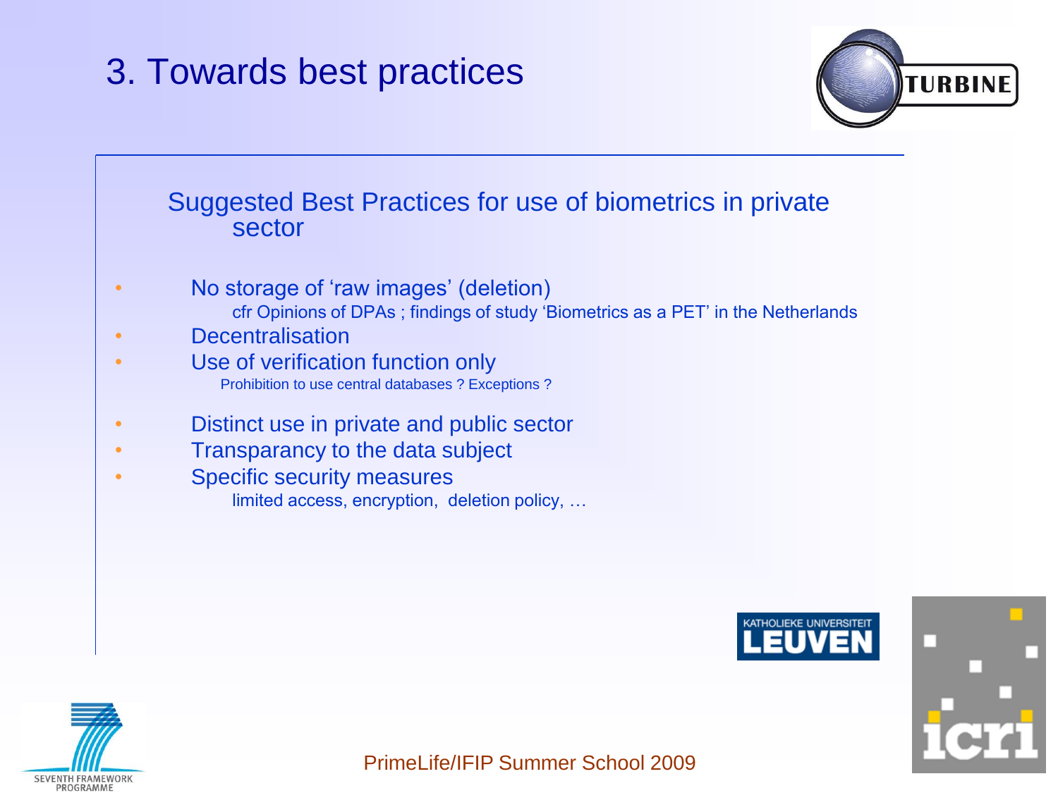# 3. Towards best practices

## Suggested Best Practices for use of biometrics in private sector

- No storage of ‘raw images’ (deletion)
  - cfr Opinions of DPAs ; findings of study ‘Biometrics as a PET’ in the Netherlands
- Decentralisation
- Use of verification function only
  - Prohibition to use central databases ? Exceptions ?
- Distinct use in private and public sector
- Transparancy to the data subject
- Specific security measures
  - limited access, encryption, deletion policy, …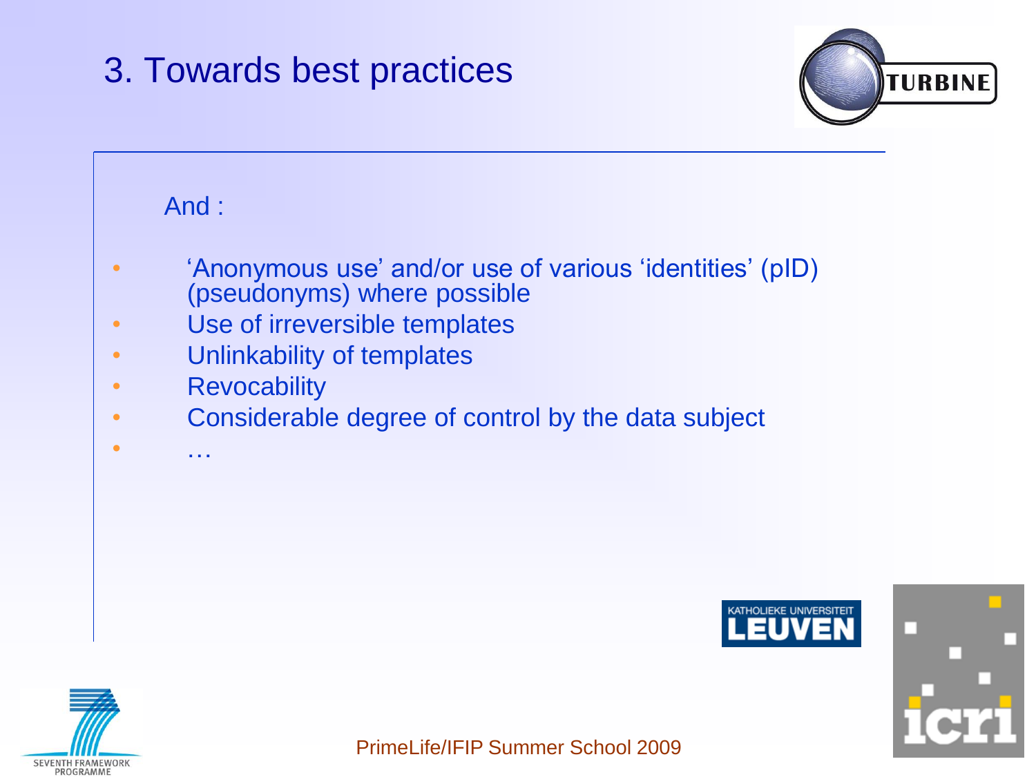# 3. Towards best practices

And :

- 'Anonymous use' and/or use of various 'identities' (pID) (pseudonyms) where possible
- Use of irreversible templates
- Unlinkability of templates
- Revocability
- Considerable degree of control by the data subject
- …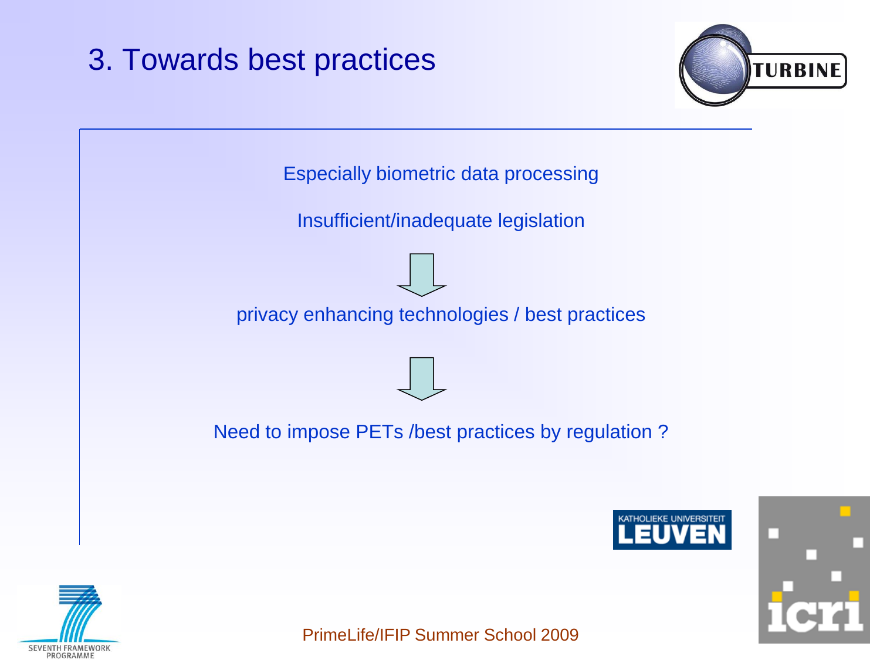# 3. Towards best practices

Especially biometric data processing

Insufficient/inadequate legislation

↓

privacy enhancing technologies / best practices

↓

Need to impose PETs /best practices by regulation ?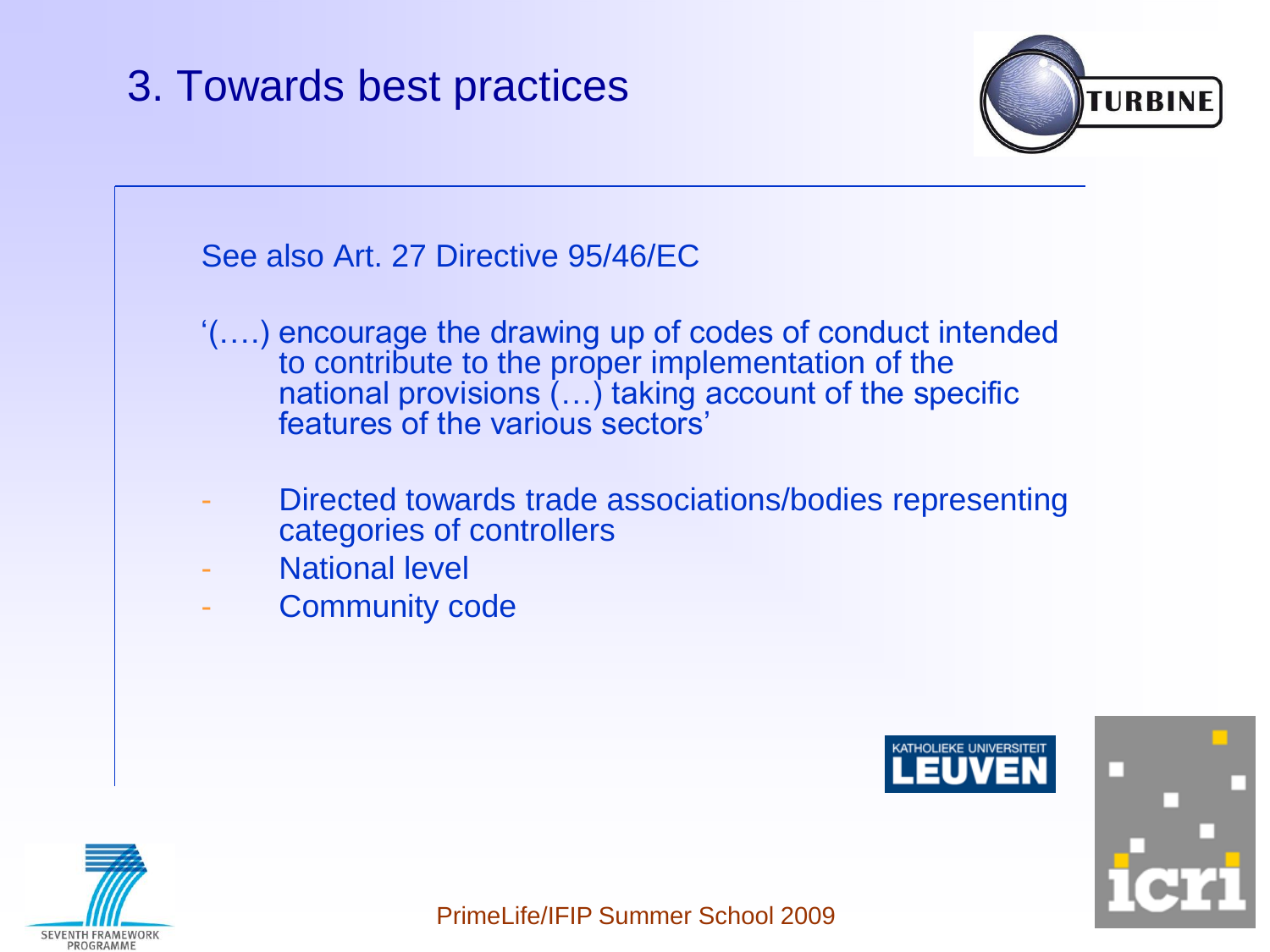# 3. Towards best practices

See also Art. 27 Directive 95/46/EC

'(….) encourage the drawing up of codes of conduct intended to contribute to the proper implementation of the national provisions (…) taking account of the specific features of the various sectors'

- Directed towards trade associations/bodies representing categories of controllers
- National level
- Community code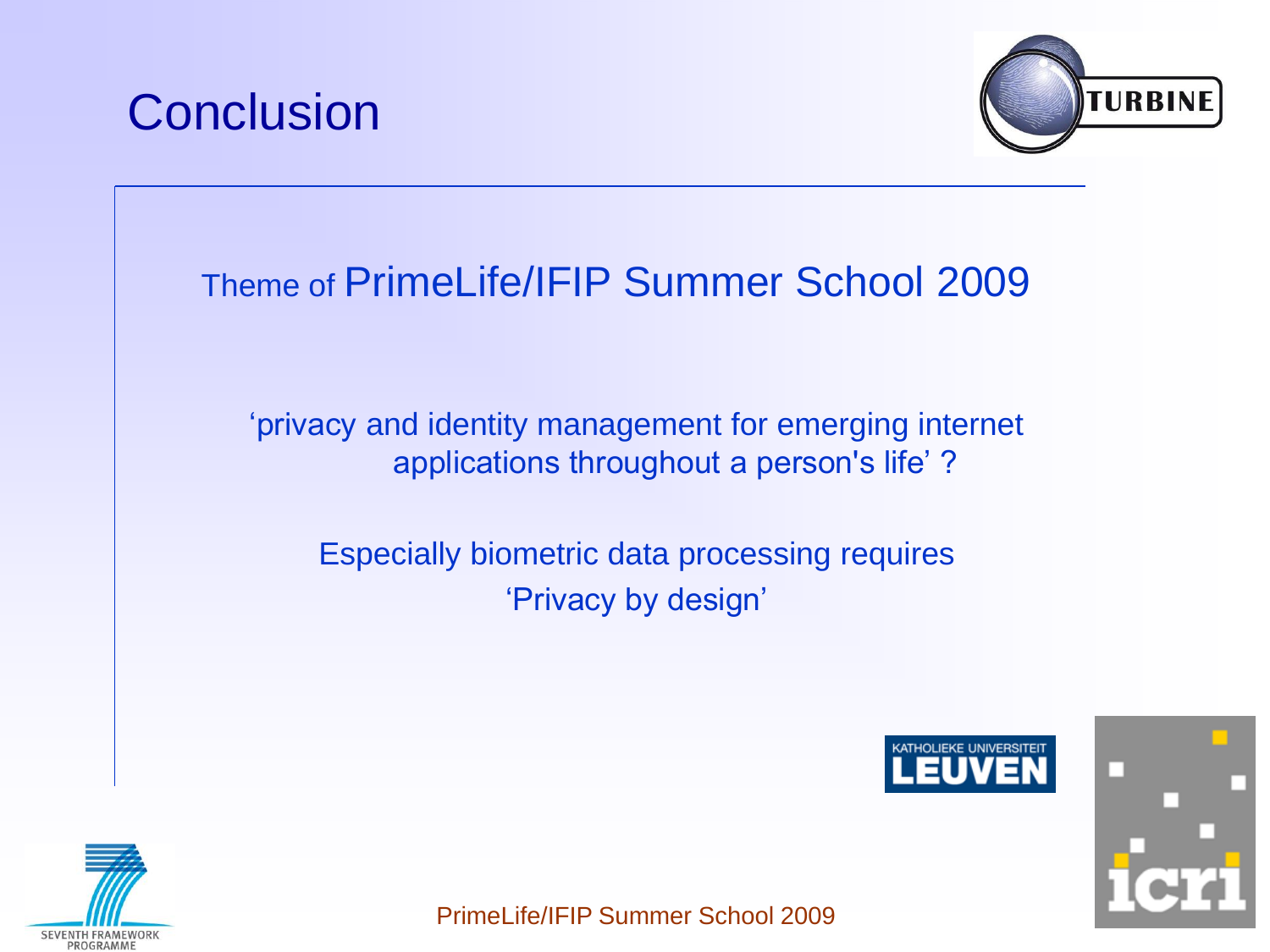# Conclusion

Theme of PrimeLife/IFIP Summer School 2009

‘privacy and identity management for emerging internet applications throughout a person's life’ ?

Especially biometric data processing requires ‘Privacy by design’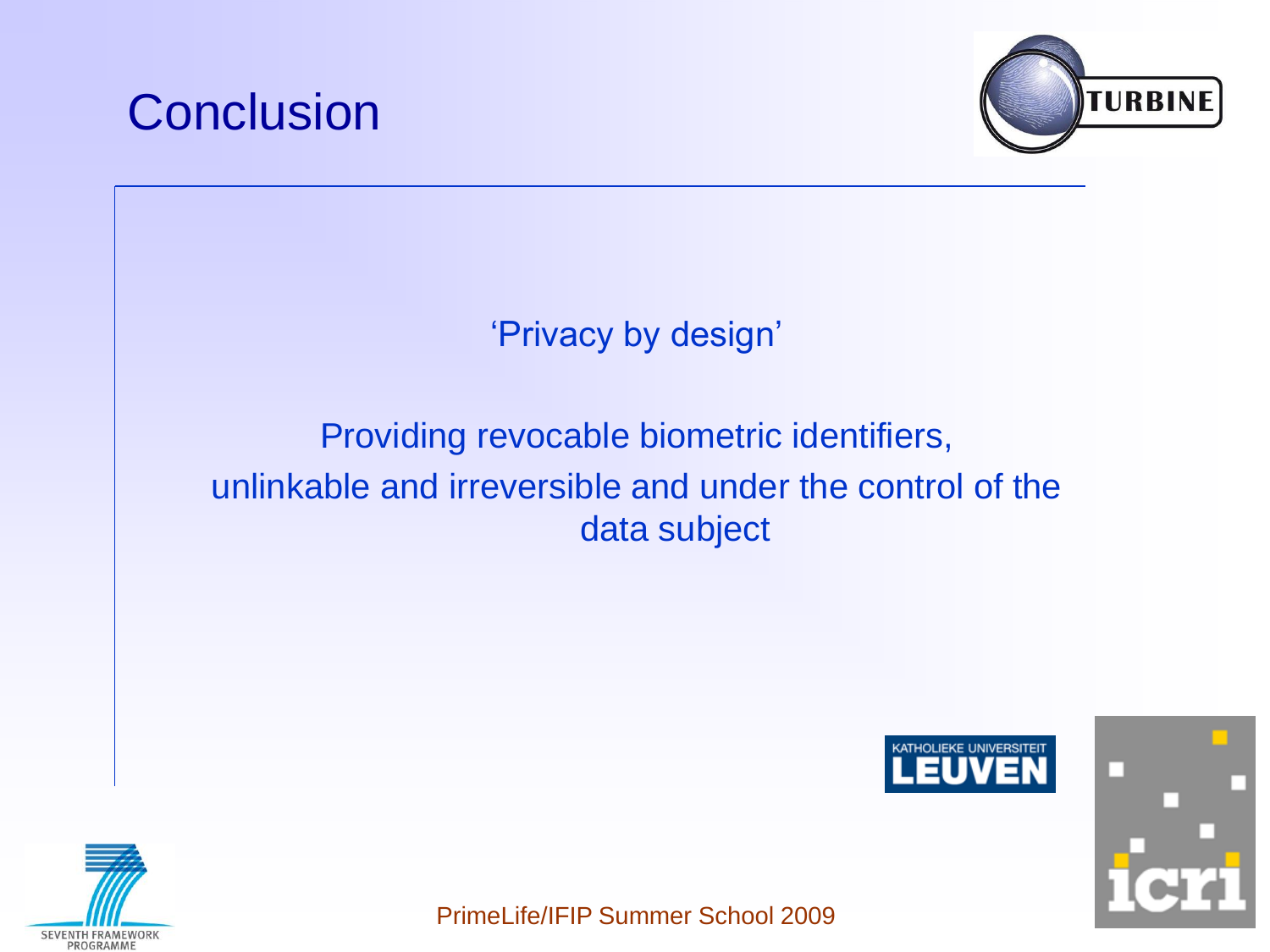# Conclusion

'Privacy by design'

Providing revocable biometric identifiers, unlinkable and irreversible and under the control of the data subject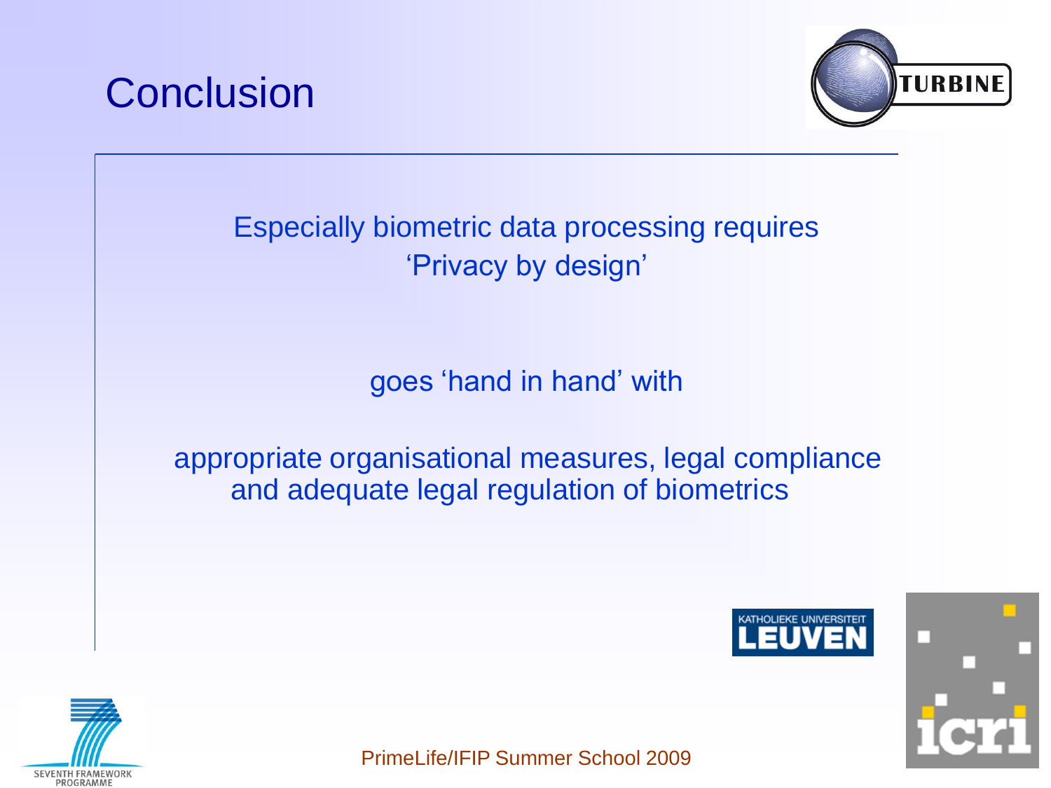# Conclusion

Especially biometric data processing requires
'Privacy by design'

goes 'hand in hand' with

appropriate organisational measures, legal compliance and adequate legal regulation of biometrics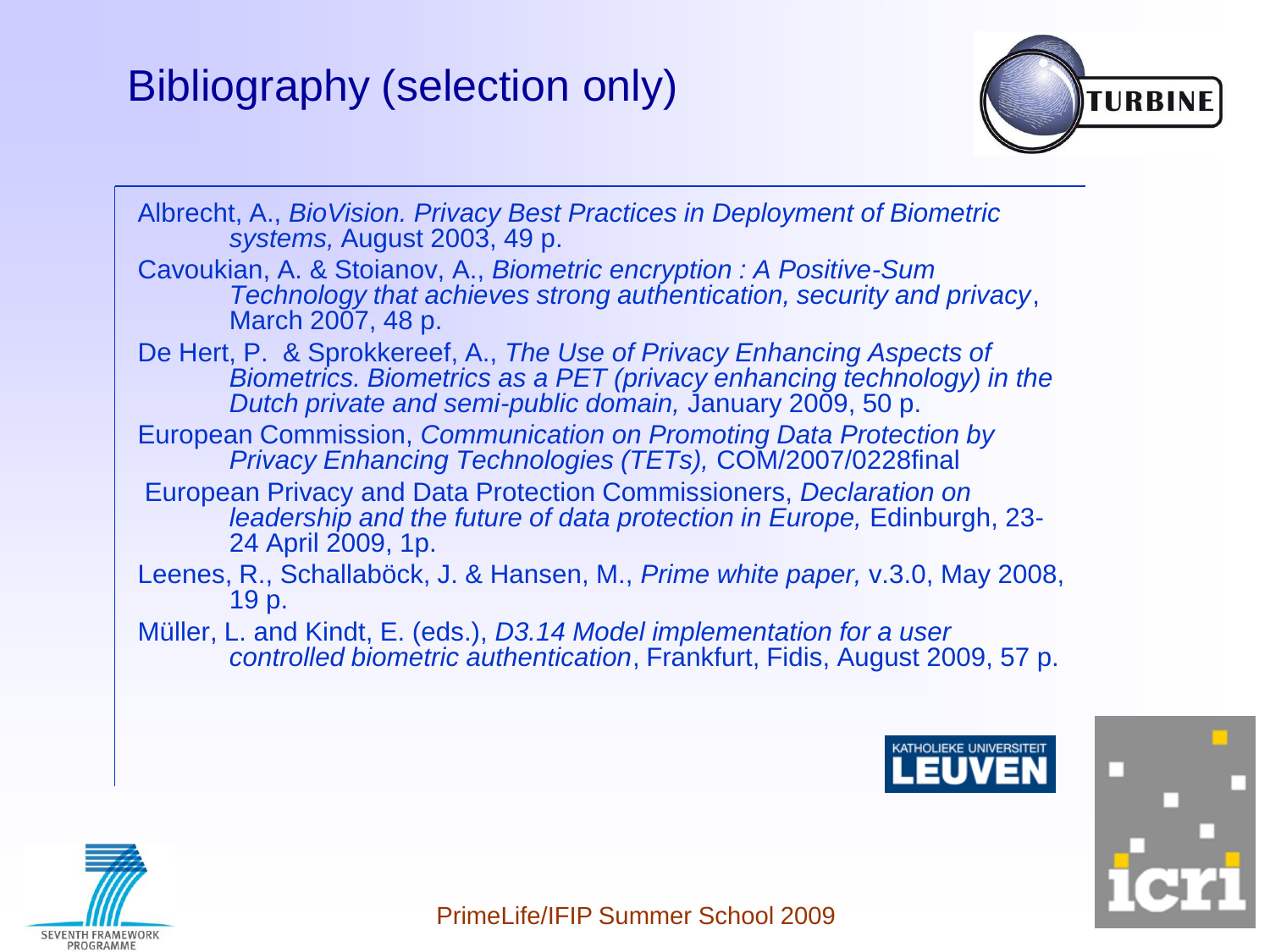# Bibliography (selection only)

Albrecht, A., *BioVision. Privacy Best Practices in Deployment of Biometric systems,* August 2003, 49 p.

Cavoukian, A. & Stoianov, A., *Biometric encryption : A Positive-Sum Technology that achieves strong authentication, security and privacy*, March 2007, 48 p.

De Hert, P. & Sprokkereef, A., *The Use of Privacy Enhancing Aspects of Biometrics. Biometrics as a PET (privacy enhancing technology) in the Dutch private and semi-public domain,* January 2009, 50 p.

European Commission, *Communication on Promoting Data Protection by Privacy Enhancing Technologies (TETs),* COM/2007/0228final

European Privacy and Data Protection Commissioners, *Declaration on leadership and the future of data protection in Europe,* Edinburgh, 23-24 April 2009, 1p.

Leenes, R., Schalläböck, J. & Hansen, M., *Prime white paper,* v.3.0, May 2008, 19 p.

Müller, L. and Kindt, E. (eds.), *D3.14 Model implementation for a user controlled biometric authentication*, Frankfurt, Fidis, August 2009, 57 p.